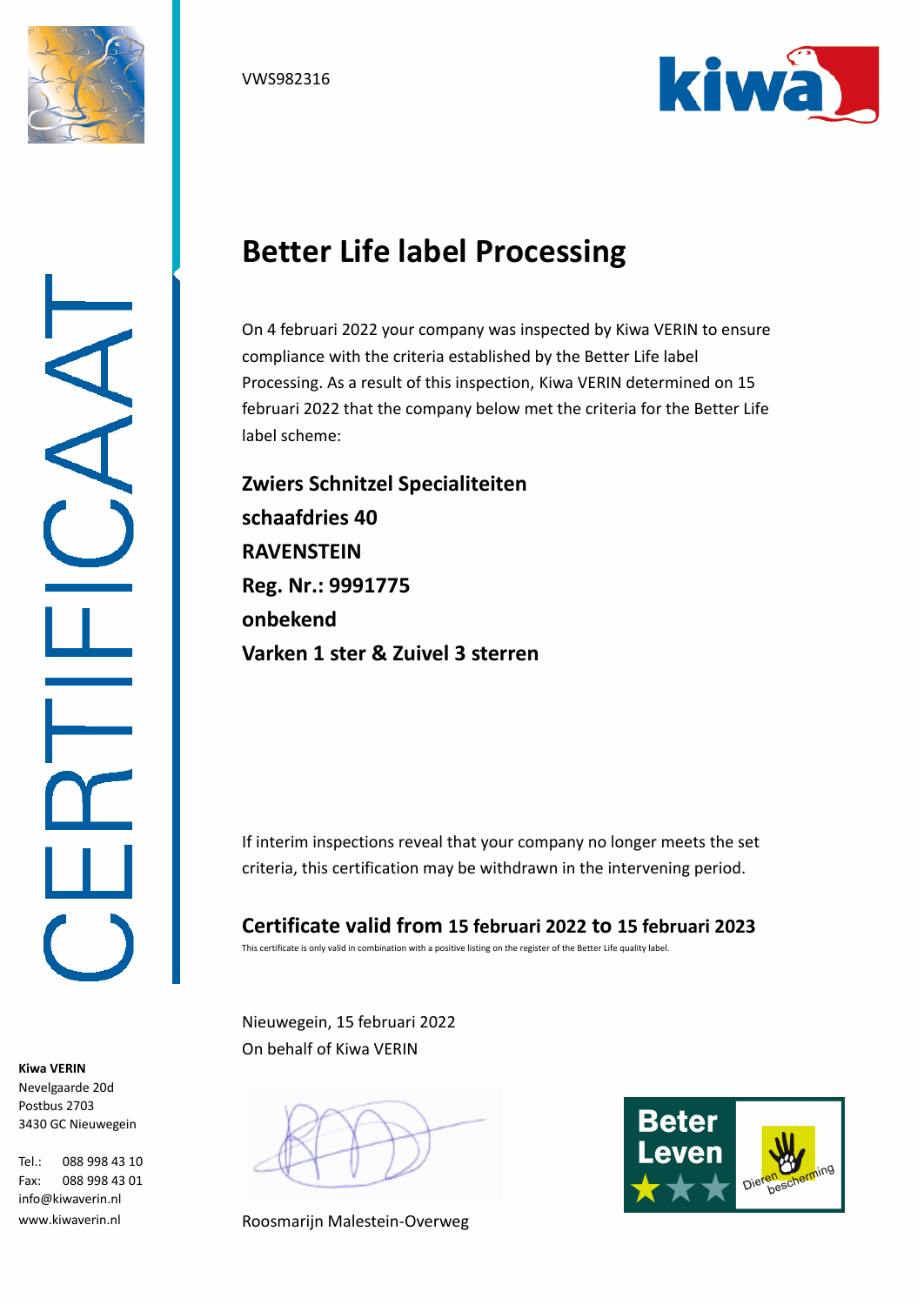VWS982316

CERTIFICAAT

# Better Life label Processing

On 4 februari 2022 your company was inspected by Kiwa VERIN to ensure compliance with the criteria established by the Better Life label Processing. As a result of this inspection, Kiwa VERIN determined on 15 februari 2022 that the company below met the criteria for the Better Life label scheme:

**Zwiers Schnitzel Specialiteiten**
**schaafdries 40**
**RAVENSTEIN**
**Reg. Nr.: 9991775**
**onbekend**
**Varken 1 ster & Zuivel 3 sterren**

If interim inspections reveal that your company no longer meets the set criteria, this certification may be withdrawn in the intervening period.

## Certificate valid from 15 februari 2022 to 15 februari 2023

This certificate is only valid in combination with a positive listing on the register of the Better Life quality label.

Nieuwegein, 15 februari 2022
On behalf of Kiwa VERIN

Roosmarijn Malestein-Overweg

**Kiwa VERIN**
Nevelgaarde 20d
Postbus 2703
3430 GC Nieuwegein

Tel.: 088 998 43 10
Fax: 088 998 43 01
info@kiwaverin.nl
www.kiwaverin.nl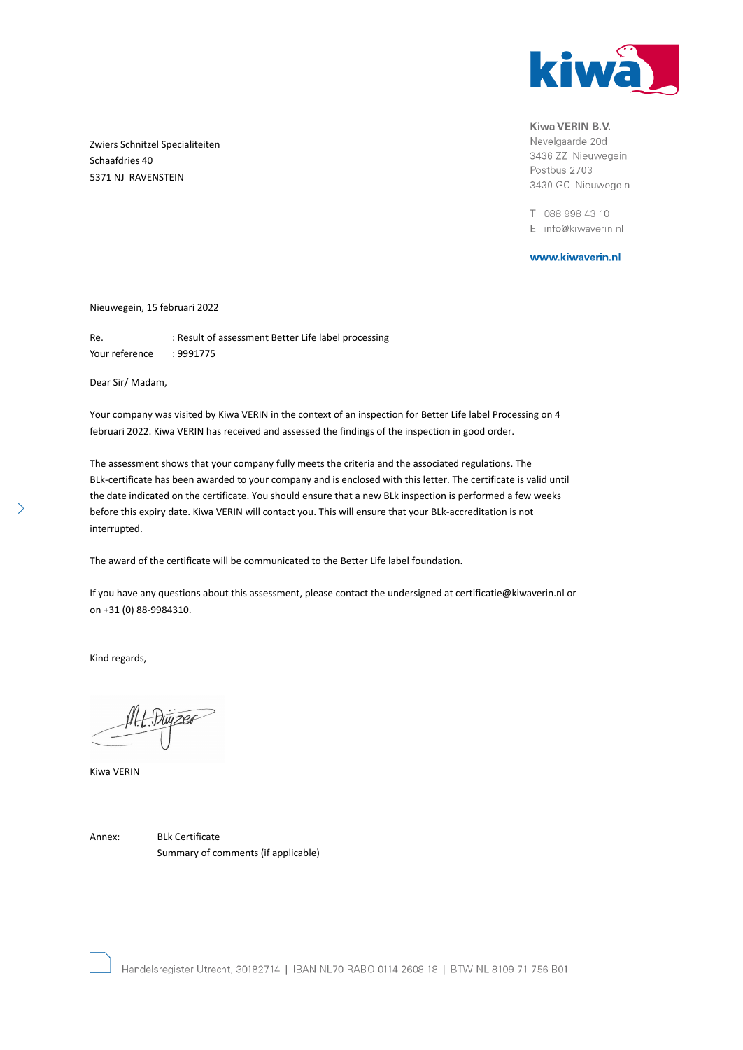Kiwa VERIN B.V.
Nevelgaarde 20d
3436 ZZ Nieuwegein
Postbus 2703
3430 GC Nieuwegein

T 088 998 43 10
E info@kiwaverin.nl

www.kiwaverin.nl

Zwiers Schnitzel Specialiteiten
Schaafdries 40
5371 NJ RAVENSTEIN

Nieuwegein, 15 februari 2022

Re. : Result of assessment Better Life label processing
Your reference : 9991775

Dear Sir/ Madam,

Your company was visited by Kiwa VERIN in the context of an inspection for Better Life label Processing on 4 februari 2022. Kiwa VERIN has received and assessed the findings of the inspection in good order.

The assessment shows that your company fully meets the criteria and the associated regulations. The BLk-certificate has been awarded to your company and is enclosed with this letter. The certificate is valid until the date indicated on the certificate. You should ensure that a new BLk inspection is performed a few weeks before this expiry date. Kiwa VERIN will contact you. This will ensure that your BLk-accreditation is not interrupted.

The award of the certificate will be communicated to the Better Life label foundation.

If you have any questions about this assessment, please contact the undersigned at certificatie@kiwaverin.nl or on +31 (0) 88-9984310.

Kind regards,

M.L. Duijzer

Kiwa VERIN

Annex: BLk Certificate
Summary of comments (if applicable)

Handelsregister Utrecht, 30182714 | IBAN NL70 RABO 0114 2608 18 | BTW NL 8109 71 756 B01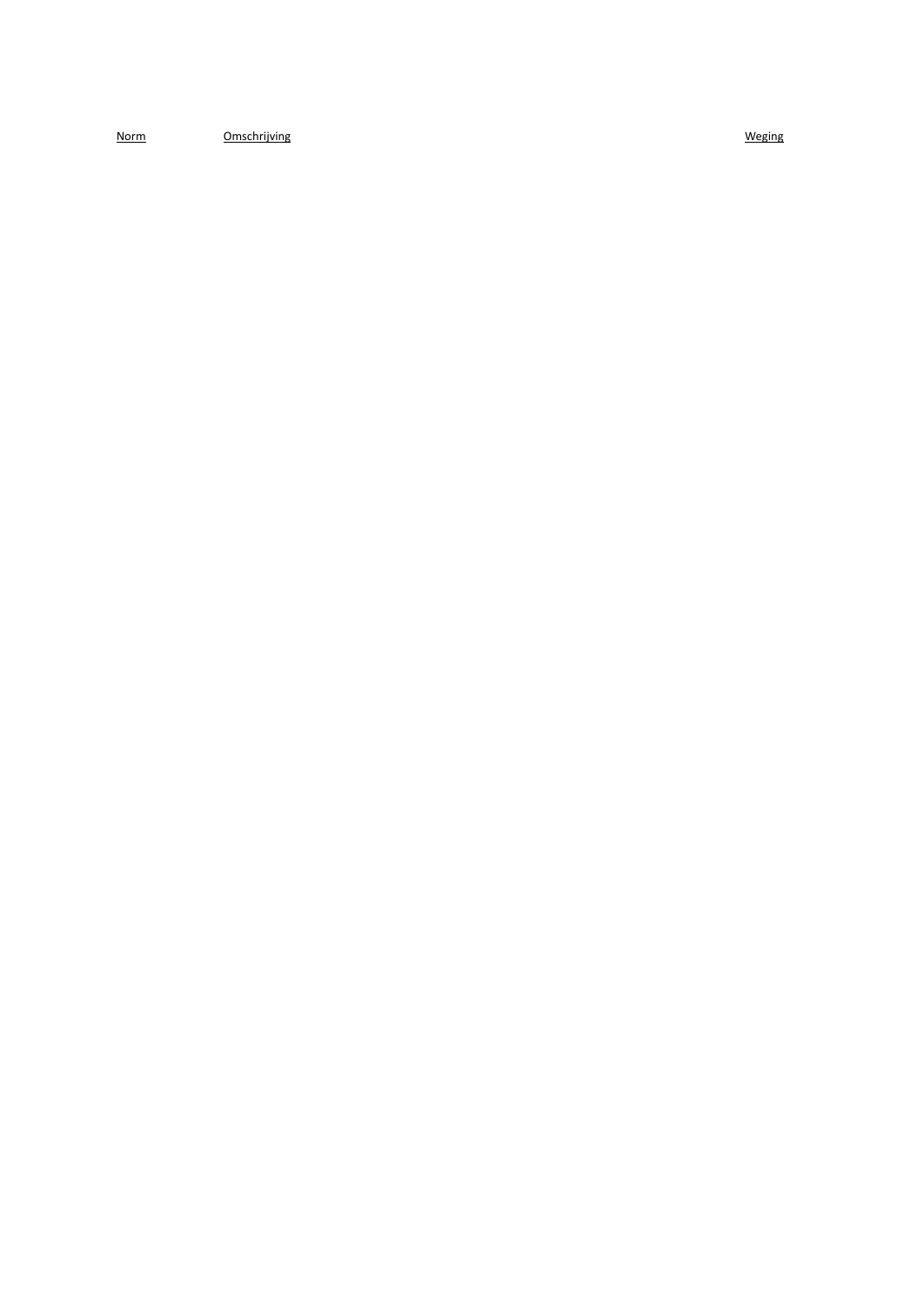| Norm | Omschrijving | Weging |
| --- | --- | --- |